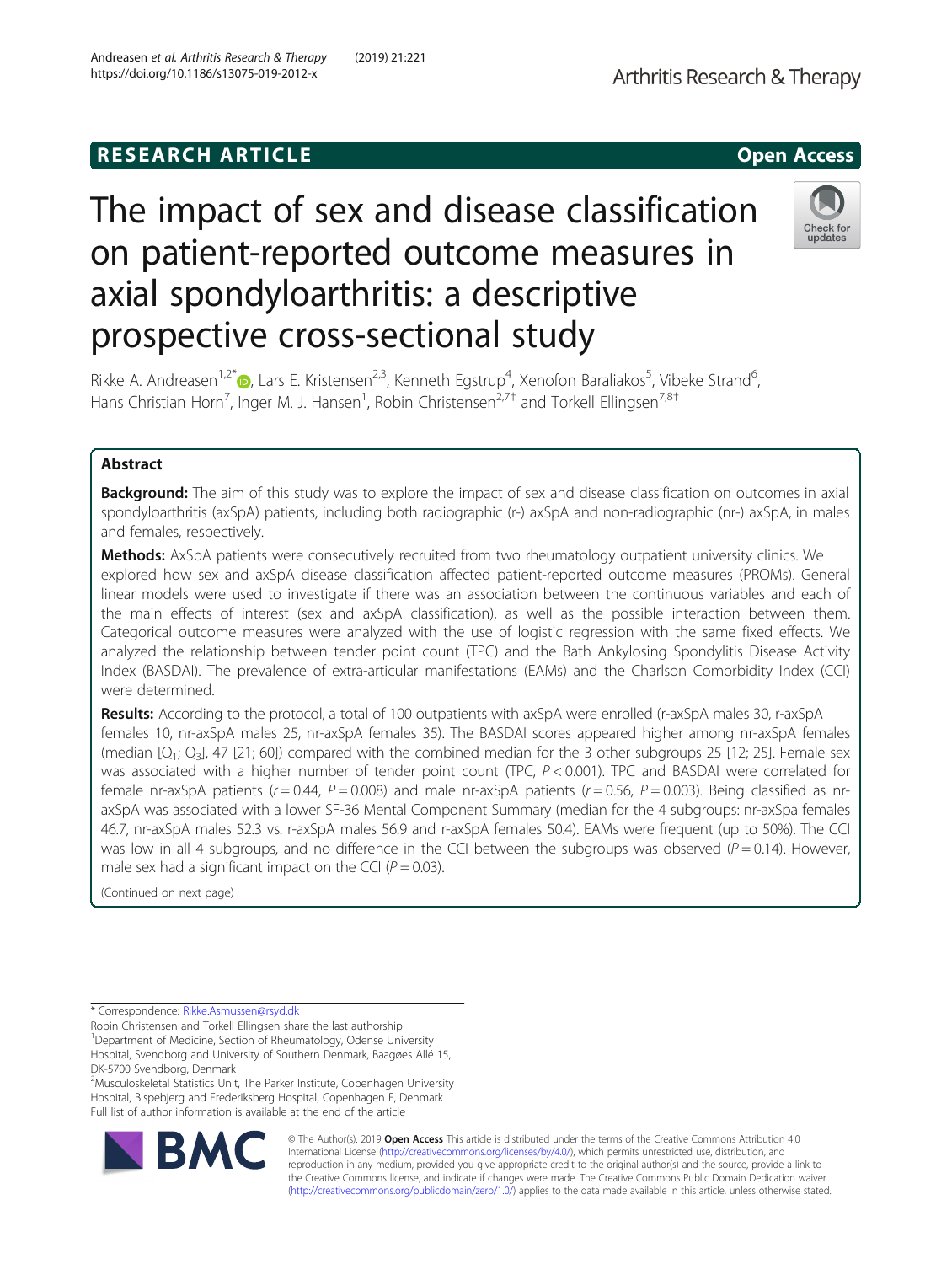RESEARCH ARTICLE

Open Access

# The impact of sex and disease classification on patient-reported outcome measures in axial spondyloarthritis: a descriptive prospective cross-sectional study

Rikke A. Andreasen[1,2*], Lars E. Kristensen[2,3], Kenneth Egstrup[4], Xenofon Baraliakos[5], Vibeke Strand[6], Hans Christian Horn[7], Inger M. J. Hansen[1], Robin Christensen[2,7†] and Torkell Ellingsen[7,8†]

## Abstract

**Background:** The aim of this study was to explore the impact of sex and disease classification on outcomes in axial spondyloarthritis (axSpA) patients, including both radiographic (r-) axSpA and non-radiographic (nr-) axSpA, in males and females, respectively.

**Methods:** AxSpA patients were consecutively recruited from two rheumatology outpatient university clinics. We explored how sex and axSpA disease classification affected patient-reported outcome measures (PROMs). General linear models were used to investigate if there was an association between the continuous variables and each of the main effects of interest (sex and axSpA classification), as well as the possible interaction between them. Categorical outcome measures were analyzed with the use of logistic regression with the same fixed effects. We analyzed the relationship between tender point count (TPC) and the Bath Ankylosing Spondylitis Disease Activity Index (BASDAI). The prevalence of extra-articular manifestations (EAMs) and the Charlson Comorbidity Index (CCI) were determined.

**Results:** According to the protocol, a total of 100 outpatients with axSpA were enrolled (r-axSpA males 30, r-axSpA females 10, nr-axSpA males 25, nr-axSpA females 35). The BASDAI scores appeared higher among nr-axSpA females (median [$Q_1$; $Q_3$], 47 [21; 60]) compared with the combined median for the 3 other subgroups 25 [12; 25]. Female sex was associated with a higher number of tender point count (TPC, $P < 0.001$). TPC and BASDAI were correlated for female nr-axSpA patients ($r = 0.44$, $P = 0.008$) and male nr-axSpA patients ($r = 0.56$, $P = 0.003$). Being classified as nr-axSpA was associated with a lower SF-36 Mental Component Summary (median for the 4 subgroups: nr-axSpa females 46.7, nr-axSpA males 52.3 vs. r-axSpA males 56.9 and r-axSpA females 50.4). EAMs were frequent (up to 50%). The CCI was low in all 4 subgroups, and no difference in the CCI between the subgroups was observed ($P = 0.14$). However, male sex had a significant impact on the CCI ($P = 0.03$).

(Continued on next page)

\* Correspondence: Rikke.Asmussen@rsyd.dk

Robin Christensen and Torkell Ellingsen share the last authorship

[1]Department of Medicine, Section of Rheumatology, Odense University Hospital, Svendborg and University of Southern Denmark, Baagøes Allé 15, DK-5700 Svendborg, Denmark

[2]Musculoskeletal Statistics Unit, The Parker Institute, Copenhagen University Hospital, Bispebjerg and Frederiksberg Hospital, Copenhagen F, Denmark

Full list of author information is available at the end of the article

© The Author(s). 2019 **Open Access** This article is distributed under the terms of the Creative Commons Attribution 4.0 International License (http://creativecommons.org/licenses/by/4.0/), which permits unrestricted use, distribution, and reproduction in any medium, provided you give appropriate credit to the original author(s) and the source, provide a link to the Creative Commons license, and indicate if changes were made. The Creative Commons Public Domain Dedication waiver (http://creativecommons.org/publicdomain/zero/1.0/) applies to the data made available in this article, unless otherwise stated.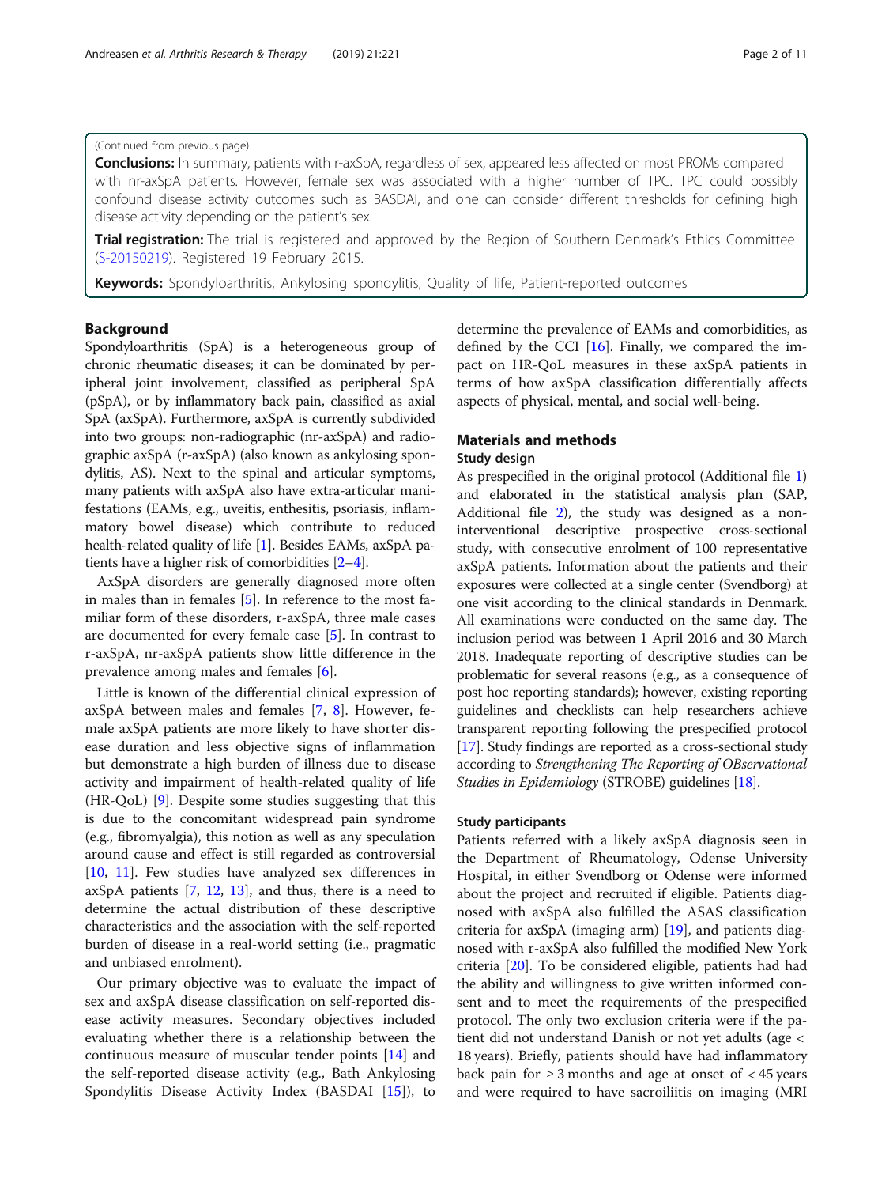(Continued from previous page)

**Conclusions:** In summary, patients with r-axSpA, regardless of sex, appeared less affected on most PROMs compared with nr-axSpA patients. However, female sex was associated with a higher number of TPC. TPC could possibly confound disease activity outcomes such as BASDAI, and one can consider different thresholds for defining high disease activity depending on the patient's sex.

**Trial registration:** The trial is registered and approved by the Region of Southern Denmark's Ethics Committee (S-20150219). Registered 19 February 2015.

**Keywords:** Spondyloarthritis, Ankylosing spondylitis, Quality of life, Patient-reported outcomes

## Background

Spondyloarthritis (SpA) is a heterogeneous group of chronic rheumatic diseases; it can be dominated by peripheral joint involvement, classified as peripheral SpA (pSpA), or by inflammatory back pain, classified as axial SpA (axSpA). Furthermore, axSpA is currently subdivided into two groups: non-radiographic (nr-axSpA) and radiographic axSpA (r-axSpA) (also known as ankylosing spondylitis, AS). Next to the spinal and articular symptoms, many patients with axSpA also have extra-articular manifestations (EAMs, e.g., uveitis, enthesitis, psoriasis, inflammatory bowel disease) which contribute to reduced health-related quality of life [1]. Besides EAMs, axSpA patients have a higher risk of comorbidities [2–4].

AxSpA disorders are generally diagnosed more often in males than in females [5]. In reference to the most familiar form of these disorders, r-axSpA, three male cases are documented for every female case [5]. In contrast to r-axSpA, nr-axSpA patients show little difference in the prevalence among males and females [6].

Little is known of the differential clinical expression of axSpA between males and females [7, 8]. However, female axSpA patients are more likely to have shorter disease duration and less objective signs of inflammation but demonstrate a high burden of illness due to disease activity and impairment of health-related quality of life (HR-QoL) [9]. Despite some studies suggesting that this is due to the concomitant widespread pain syndrome (e.g., fibromyalgia), this notion as well as any speculation around cause and effect is still regarded as controversial [10, 11]. Few studies have analyzed sex differences in axSpA patients [7, 12, 13], and thus, there is a need to determine the actual distribution of these descriptive characteristics and the association with the self-reported burden of disease in a real-world setting (i.e., pragmatic and unbiased enrolment).

Our primary objective was to evaluate the impact of sex and axSpA disease classification on self-reported disease activity measures. Secondary objectives included evaluating whether there is a relationship between the continuous measure of muscular tender points [14] and the self-reported disease activity (e.g., Bath Ankylosing Spondylitis Disease Activity Index (BASDAI [15]), to determine the prevalence of EAMs and comorbidities, as defined by the CCI [16]. Finally, we compared the impact on HR-QoL measures in these axSpA patients in terms of how axSpA classification differentially affects aspects of physical, mental, and social well-being.

## Materials and methods

### Study design

As prespecified in the original protocol (Additional file 1) and elaborated in the statistical analysis plan (SAP, Additional file 2), the study was designed as a non-interventional descriptive prospective cross-sectional study, with consecutive enrolment of 100 representative axSpA patients. Information about the patients and their exposures were collected at a single center (Svendborg) at one visit according to the clinical standards in Denmark. All examinations were conducted on the same day. The inclusion period was between 1 April 2016 and 30 March 2018. Inadequate reporting of descriptive studies can be problematic for several reasons (e.g., as a consequence of post hoc reporting standards); however, existing reporting guidelines and checklists can help researchers achieve transparent reporting following the prespecified protocol [17]. Study findings are reported as a cross-sectional study according to *Strengthening The Reporting of OBservational Studies in Epidemiology* (STROBE) guidelines [18].

### Study participants

Patients referred with a likely axSpA diagnosis seen in the Department of Rheumatology, Odense University Hospital, in either Svendborg or Odense were informed about the project and recruited if eligible. Patients diagnosed with axSpA also fulfilled the ASAS classification criteria for axSpA (imaging arm) [19], and patients diagnosed with r-axSpA also fulfilled the modified New York criteria [20]. To be considered eligible, patients had had the ability and willingness to give written informed consent and to meet the requirements of the prespecified protocol. The only two exclusion criteria were if the patient did not understand Danish or not yet adults (age < 18 years). Briefly, patients should have had inflammatory back pain for ≥ 3 months and age at onset of < 45 years and were required to have sacroiliitis on imaging (MRI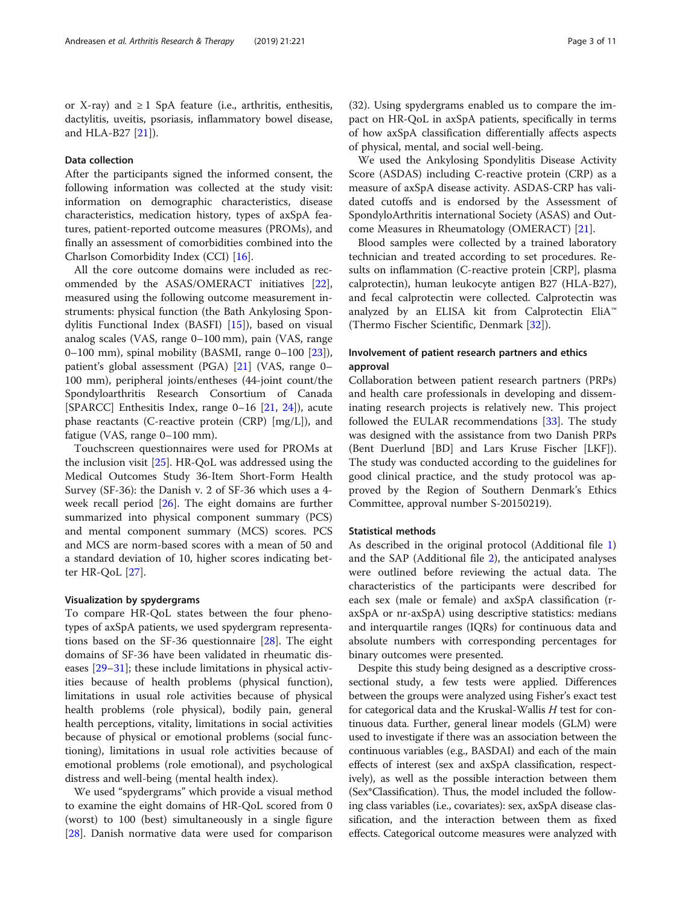or X-ray) and ≥ 1 SpA feature (i.e., arthritis, enthesitis, dactylitis, uveitis, psoriasis, inflammatory bowel disease, and HLA-B27 [21]).

### Data collection

After the participants signed the informed consent, the following information was collected at the study visit: information on demographic characteristics, disease characteristics, medication history, types of axSpA features, patient-reported outcome measures (PROMs), and finally an assessment of comorbidities combined into the Charlson Comorbidity Index (CCI) [16].

All the core outcome domains were included as recommended by the ASAS/OMERACT initiatives [22], measured using the following outcome measurement instruments: physical function (the Bath Ankylosing Spondylitis Functional Index (BASFI) [15]), based on visual analog scales (VAS, range 0–100 mm), pain (VAS, range 0–100 mm), spinal mobility (BASMI, range 0–100 [23]), patient's global assessment (PGA) [21] (VAS, range 0–100 mm), peripheral joints/entheses (44-joint count/the Spondyloarthritis Research Consortium of Canada [SPARCC] Enthesitis Index, range 0–16 [21, 24]), acute phase reactants (C-reactive protein (CRP) [mg/L]), and fatigue (VAS, range 0–100 mm).

Touchscreen questionnaires were used for PROMs at the inclusion visit [25]. HR-QoL was addressed using the Medical Outcomes Study 36-Item Short-Form Health Survey (SF-36): the Danish v. 2 of SF-36 which uses a 4-week recall period [26]. The eight domains are further summarized into physical component summary (PCS) and mental component summary (MCS) scores. PCS and MCS are norm-based scores with a mean of 50 and a standard deviation of 10, higher scores indicating better HR-QoL [27].

### Visualization by spydergrams

To compare HR-QoL states between the four phenotypes of axSpA patients, we used spydergram representations based on the SF-36 questionnaire [28]. The eight domains of SF-36 have been validated in rheumatic diseases [29–31]; these include limitations in physical activities because of health problems (physical function), limitations in usual role activities because of physical health problems (role physical), bodily pain, general health perceptions, vitality, limitations in social activities because of physical or emotional problems (social functioning), limitations in usual role activities because of emotional problems (role emotional), and psychological distress and well-being (mental health index).

We used "spydergrams" which provide a visual method to examine the eight domains of HR-QoL scored from 0 (worst) to 100 (best) simultaneously in a single figure [28]. Danish normative data were used for comparison (32). Using spydergrams enabled us to compare the impact on HR-QoL in axSpA patients, specifically in terms of how axSpA classification differentially affects aspects of physical, mental, and social well-being.

We used the Ankylosing Spondylitis Disease Activity Score (ASDAS) including C-reactive protein (CRP) as a measure of axSpA disease activity. ASDAS-CRP has validated cutoffs and is endorsed by the Assessment of SpondyloArthritis international Society (ASAS) and Outcome Measures in Rheumatology (OMERACT) [21].

Blood samples were collected by a trained laboratory technician and treated according to set procedures. Results on inflammation (C-reactive protein [CRP], plasma calprotectin), human leukocyte antigen B27 (HLA-B27), and fecal calprotectin were collected. Calprotectin was analyzed by an ELISA kit from Calprotectin EliA™ (Thermo Fischer Scientific, Denmark [32]).

### Involvement of patient research partners and ethics approval

Collaboration between patient research partners (PRPs) and health care professionals in developing and disseminating research projects is relatively new. This project followed the EULAR recommendations [33]. The study was designed with the assistance from two Danish PRPs (Bent Duerlund [BD] and Lars Kruse Fischer [LKF]). The study was conducted according to the guidelines for good clinical practice, and the study protocol was approved by the Region of Southern Denmark's Ethics Committee, approval number S-20150219).

### Statistical methods

As described in the original protocol (Additional file 1) and the SAP (Additional file 2), the anticipated analyses were outlined before reviewing the actual data. The characteristics of the participants were described for each sex (male or female) and axSpA classification (r-axSpA or nr-axSpA) using descriptive statistics: medians and interquartile ranges (IQRs) for continuous data and absolute numbers with corresponding percentages for binary outcomes were presented.

Despite this study being designed as a descriptive cross-sectional study, a few tests were applied. Differences between the groups were analyzed using Fisher's exact test for categorical data and the Kruskal-Wallis *H* test for continuous data. Further, general linear models (GLM) were used to investigate if there was an association between the continuous variables (e.g., BASDAI) and each of the main effects of interest (sex and axSpA classification, respectively), as well as the possible interaction between them (Sex*Classification). Thus, the model included the following class variables (i.e., covariates): sex, axSpA disease classification, and the interaction between them as fixed effects. Categorical outcome measures were analyzed with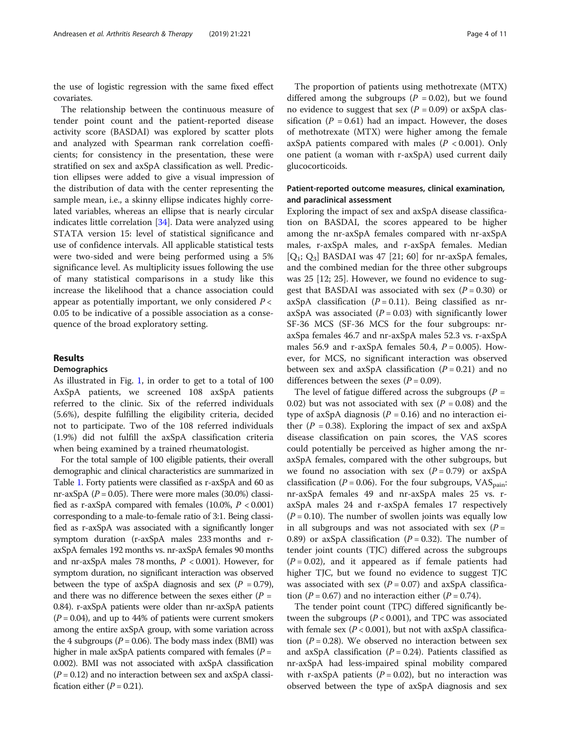the use of logistic regression with the same fixed effect covariates.

The relationship between the continuous measure of tender point count and the patient-reported disease activity score (BASDAI) was explored by scatter plots and analyzed with Spearman rank correlation coefficients; for consistency in the presentation, these were stratified on sex and axSpA classification as well. Prediction ellipses were added to give a visual impression of the distribution of data with the center representing the sample mean, i.e., a skinny ellipse indicates highly correlated variables, whereas an ellipse that is nearly circular indicates little correlation [34]. Data were analyzed using STATA version 15: level of statistical significance and use of confidence intervals. All applicable statistical tests were two-sided and were being performed using a 5% significance level. As multiplicity issues following the use of many statistical comparisons in a study like this increase the likelihood that a chance association could appear as potentially important, we only considered $P < 0.05$ to be indicative of a possible association as a consequence of the broad exploratory setting.

## Results

### Demographics

As illustrated in Fig. 1, in order to get to a total of 100 AxSpA patients, we screened 108 axSpA patients referred to the clinic. Six of the referred individuals (5.6%), despite fulfilling the eligibility criteria, decided not to participate. Two of the 108 referred individuals (1.9%) did not fulfill the axSpA classification criteria when being examined by a trained rheumatologist.

For the total sample of 100 eligible patients, their overall demographic and clinical characteristics are summarized in Table 1. Forty patients were classified as r-axSpA and 60 as nr-axSpA ($P = 0.05$). There were more males (30.0%) classified as r-axSpA compared with females (10.0%, $P < 0.001$) corresponding to a male-to-female ratio of 3:1. Being classified as r-axSpA was associated with a significantly longer symptom duration (r-axSpA males 233 months and r-axSpA females 192 months vs. nr-axSpA females 90 months and nr-axSpA males 78 months, $P < 0.001$). However, for symptom duration, no significant interaction was observed between the type of axSpA diagnosis and sex ($P = 0.79$), and there was no difference between the sexes either ($P = 0.84$). r-axSpA patients were older than nr-axSpA patients ($P = 0.04$), and up to 44% of patients were current smokers among the entire axSpA group, with some variation across the 4 subgroups ($P = 0.06$). The body mass index (BMI) was higher in male axSpA patients compared with females ($P = 0.002$). BMI was not associated with axSpA classification ($P = 0.12$) and no interaction between sex and axSpA classification either ($P = 0.21$).

The proportion of patients using methotrexate (MTX) differed among the subgroups ($P = 0.02$), but we found no evidence to suggest that sex ($P = 0.09$) or axSpA classification ($P = 0.61$) had an impact. However, the doses of methotrexate (MTX) were higher among the female axSpA patients compared with males ($P < 0.001$). Only one patient (a woman with r-axSpA) used current daily glucocorticoids.

### Patient-reported outcome measures, clinical examination, and paraclinical assessment

Exploring the impact of sex and axSpA disease classification on BASDAI, the scores appeared to be higher among the nr-axSpA females compared with nr-axSpA males, r-axSpA males, and r-axSpA females. Median [$Q_1$; $Q_3$] BASDAI was 47 [21; 60] for nr-axSpA females, and the combined median for the three other subgroups was 25 [12; 25]. However, we found no evidence to suggest that BASDAI was associated with sex ($P = 0.30$) or axSpA classification ($P = 0.11$). Being classified as nr-axSpA was associated ($P = 0.03$) with significantly lower SF-36 MCS (SF-36 MCS for the four subgroups: nr-axSpa females 46.7 and nr-axSpA males 52.3 vs. r-axSpA males 56.9 and r-axSpA females 50.4, $P = 0.005$). However, for MCS, no significant interaction was observed between sex and axSpA classification ($P = 0.21$) and no differences between the sexes ($P = 0.09$).

The level of fatigue differed across the subgroups ($P = 0.02$) but was not associated with sex ($P = 0.08$) and the type of axSpA diagnosis ($P = 0.16$) and no interaction either ($P = 0.38$). Exploring the impact of sex and axSpA disease classification on pain scores, the VAS scores could potentially be perceived as higher among the nr-axSpA females, compared with the other subgroups, but we found no association with sex ($P = 0.79$) or axSpA classification ($P = 0.06$). For the four subgroups, $VAS_{pain}$: nr-axSpA females 49 and nr-axSpA males 25 vs. r-axSpA males 24 and r-axSpA females 17 respectively ($P = 0.10$). The number of swollen joints was equally low in all subgroups and was not associated with sex ($P = 0.89$) or axSpA classification ($P = 0.32$). The number of tender joint counts (TJC) differed across the subgroups ($P = 0.02$), and it appeared as if female patients had higher TJC, but we found no evidence to suggest TJC was associated with sex ($P = 0.07$) and axSpA classification ($P = 0.67$) and no interaction either ($P = 0.74$).

The tender point count (TPC) differed significantly between the subgroups ($P < 0.001$), and TPC was associated with female sex ($P < 0.001$), but not with axSpA classification ($P = 0.28$). We observed no interaction between sex and axSpA classification ($P = 0.24$). Patients classified as nr-axSpA had less-impaired spinal mobility compared with r-axSpA patients ($P = 0.02$), but no interaction was observed between the type of axSpA diagnosis and sex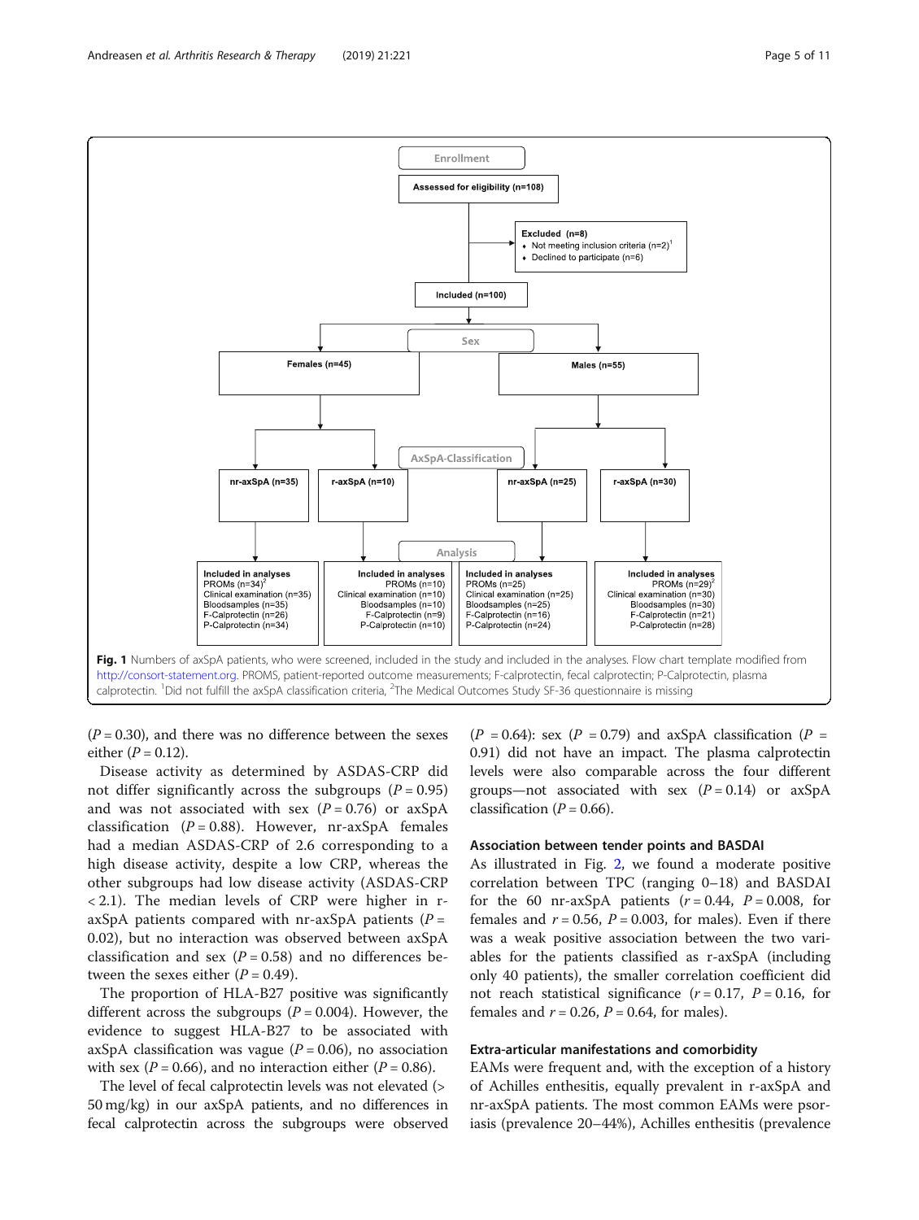Enrollment

Assessed for eligibility (n=108)

Excluded (n=8)
- Not meeting inclusion criteria (n=2)[1]
- Declined to participate (n=6)

Included (n=100)

Sex

Females (n=45)

Males (n=55)

AxSpA-Classification

nr-axSpA (n=35)

r-axSpA (n=10)

nr-axSpA (n=25)

r-axSpA (n=30)

Analysis

Included in analyses
PROMs (n=34)[2]
Clinical examination (n=35)
Bloodsamples (n=35)
F-Calprotectin (n=26)
P-Calprotectin (n=34)

Included in analyses
PROMs (n=10)
Clinical examination (n=10)
Bloodsamples (n=10)
F-Calprotectin (n=9)
P-Calprotectin (n=10)

Included in analyses
PROMs (n=25)
Clinical examination (n=25)
Bloodsamples (n=25)
F-Calprotectin (n=16)
P-Calprotectin (n=24)

Included in analyses
PROMs (n=29)[2]
Clinical examination (n=30)
Bloodsamples (n=30)
F-Calprotectin (n=21)
P-Calprotectin (n=28)

**Fig. 1** Numbers of axSpA patients, who were screened, included in the study and included in the analyses. Flow chart template modified from http://consort-statement.org. PROMS, patient-reported outcome measurements; F-calprotectin, fecal calprotectin; P-Calprotectin, plasma calprotectin. [1]Did not fulfill the axSpA classification criteria, [2]The Medical Outcomes Study SF-36 questionnaire is missing

($P = 0.30$), and there was no difference between the sexes either ($P = 0.12$).

Disease activity as determined by ASDAS-CRP did not differ significantly across the subgroups ($P = 0.95$) and was not associated with sex ($P = 0.76$) or axSpA classification ($P = 0.88$). However, nr-axSpA females had a median ASDAS-CRP of 2.6 corresponding to a high disease activity, despite a low CRP, whereas the other subgroups had low disease activity (ASDAS-CRP < 2.1). The median levels of CRP were higher in r-axSpA patients compared with nr-axSpA patients ($P = 0.02$), but no interaction was observed between axSpA classification and sex ($P = 0.58$) and no differences between the sexes either ($P = 0.49$).

The proportion of HLA-B27 positive was significantly different across the subgroups ($P = 0.004$). However, the evidence to suggest HLA-B27 to be associated with axSpA classification was vague ($P = 0.06$), no association with sex ($P = 0.66$), and no interaction either ($P = 0.86$).

The level of fecal calprotectin levels was not elevated (> 50 mg/kg) in our axSpA patients, and no differences in fecal calprotectin across the subgroups were observed ($P = 0.64$): sex ($P = 0.79$) and axSpA classification ($P = 0.91$) did not have an impact. The plasma calprotectin levels were also comparable across the four different groups—not associated with sex ($P = 0.14$) or axSpA classification ($P = 0.66$).

### Association between tender points and BASDAI

As illustrated in Fig. 2, we found a moderate positive correlation between TPC (ranging 0–18) and BASDAI for the 60 nr-axSpA patients ($r = 0.44$, $P = 0.008$, for females and $r = 0.56$, $P = 0.003$, for males). Even if there was a weak positive association between the two variables for the patients classified as r-axSpA (including only 40 patients), the smaller correlation coefficient did not reach statistical significance ($r = 0.17$, $P = 0.16$, for females and $r = 0.26$, $P = 0.64$, for males).

### Extra-articular manifestations and comorbidity

EAMs were frequent and, with the exception of a history of Achilles enthesitis, equally prevalent in r-axSpA and nr-axSpA patients. The most common EAMs were psoriasis (prevalence 20–44%), Achilles enthesitis (prevalence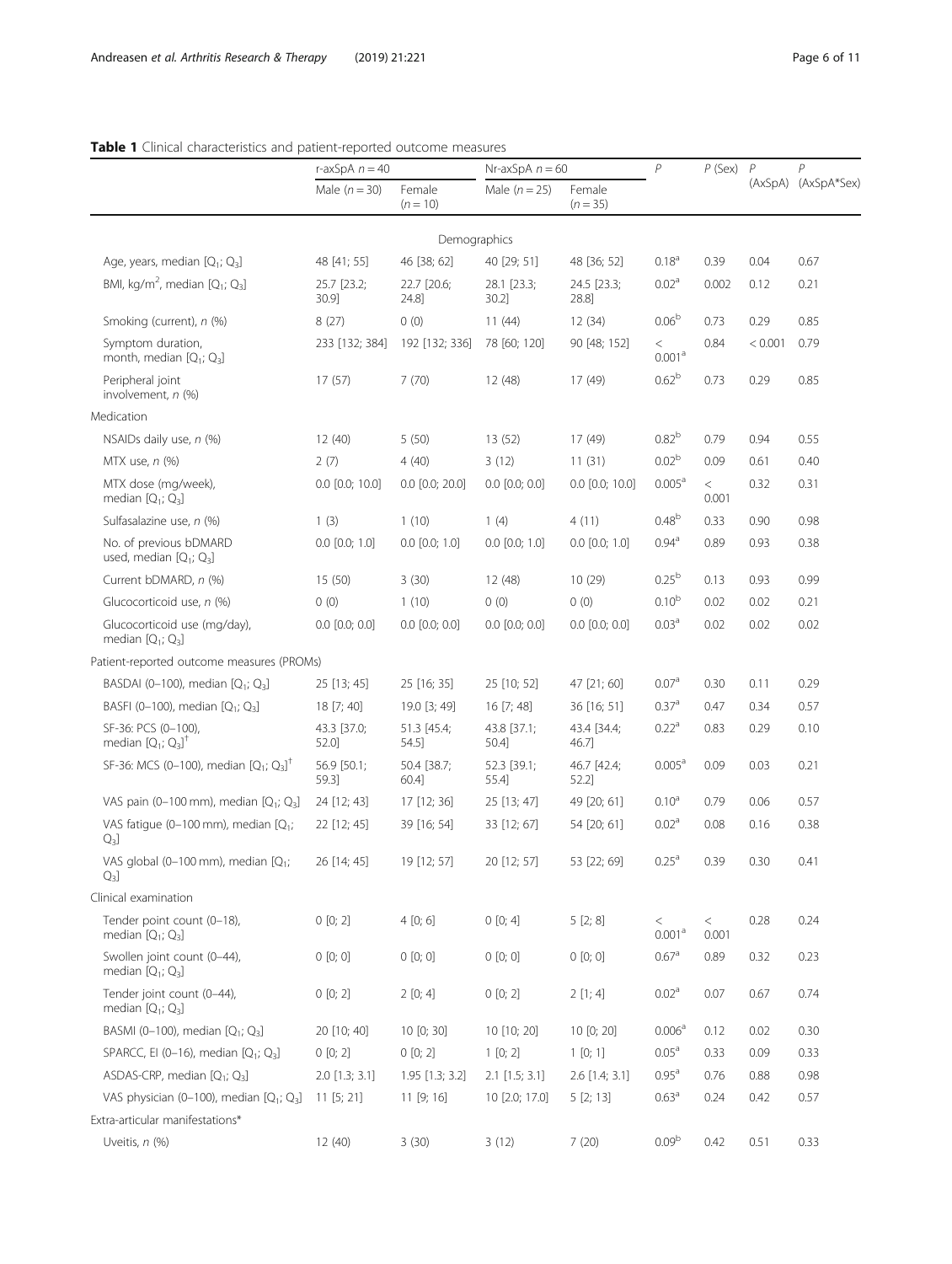**Table 1** Clinical characteristics and patient-reported outcome measures

| | r-axSpA $n = 40$ | | Nr-axSpA $n = 60$ | | $P$ | $P$ (Sex) | $P$ (AxSpA) | $P$ (AxSpA*Sex) |
|---|---|---|---|---|---|---|---|---|
| | Male ($n = 30$) | Female ($n = 10$) | Male ($n = 25$) | Female ($n = 35$) | | | | |
| Demographics | | | | | | | | |
| Age, years, median [$Q_1$; $Q_3$] | 48 [41; 55] | 46 [38; 62] | 40 [29; 51] | 48 [36; 52] | 0.18[a] | 0.39 | 0.04 | 0.67 |
| BMI, kg/m$^2$, median [$Q_1$; $Q_3$] | 25.7 [23.2; 30.9] | 22.7 [20.6; 24.8] | 28.1 [23.3; 30.2] | 24.5 [23.3; 28.8] | 0.02[a] | 0.002 | 0.12 | 0.21 |
| Smoking (current), n (%) | 8 (27) | 0 (0) | 11 (44) | 12 (34) | 0.06[b] | 0.73 | 0.29 | 0.85 |
| Symptom duration, month, median [$Q_1$; $Q_3$] | 233 [132; 384] | 192 [132; 336] | 78 [60; 120] | 90 [48; 152] | < 0.001[a] | 0.84 | < 0.001 | 0.79 |
| Peripheral joint involvement, n (%) | 17 (57) | 7 (70) | 12 (48) | 17 (49) | 0.62[b] | 0.73 | 0.29 | 0.85 |
| Medication | | | | | | | | |
| NSAIDs daily use, n (%) | 12 (40) | 5 (50) | 13 (52) | 17 (49) | 0.82[b] | 0.79 | 0.94 | 0.55 |
| MTX use, n (%) | 2 (7) | 4 (40) | 3 (12) | 11 (31) | 0.02[b] | 0.09 | 0.61 | 0.40 |
| MTX dose (mg/week), median [$Q_1$; $Q_3$] | 0.0 [0.0; 10.0] | 0.0 [0.0; 20.0] | 0.0 [0.0; 0.0] | 0.0 [0.0; 10.0] | 0.005[a] | < 0.001 | 0.32 | 0.31 |
| Sulfasalazine use, n (%) | 1 (3) | 1 (10) | 1 (4) | 4 (11) | 0.48[b] | 0.33 | 0.90 | 0.98 |
| No. of previous bDMARD used, median [$Q_1$; $Q_3$] | 0.0 [0.0; 1.0] | 0.0 [0.0; 1.0] | 0.0 [0.0; 1.0] | 0.0 [0.0; 1.0] | 0.94[a] | 0.89 | 0.93 | 0.38 |
| Current bDMARD, n (%) | 15 (50) | 3 (30) | 12 (48) | 10 (29) | 0.25[b] | 0.13 | 0.93 | 0.99 |
| Glucocorticoid use, n (%) | 0 (0) | 1 (10) | 0 (0) | 0 (0) | 0.10[b] | 0.02 | 0.02 | 0.21 |
| Glucocorticoid use (mg/day), median [$Q_1$; $Q_3$] | 0.0 [0.0; 0.0] | 0.0 [0.0; 0.0] | 0.0 [0.0; 0.0] | 0.0 [0.0; 0.0] | 0.03[a] | 0.02 | 0.02 | 0.02 |
| Patient-reported outcome measures (PROMs) | | | | | | | | |
| BASDAI (0–100), median [$Q_1$; $Q_3$] | 25 [13; 45] | 25 [16; 35] | 25 [10; 52] | 47 [21; 60] | 0.07[a] | 0.30 | 0.11 | 0.29 |
| BASFI (0–100), median [$Q_1$; $Q_3$] | 18 [7; 40] | 19.0 [3; 49] | 16 [7; 48] | 36 [16; 51] | 0.37[a] | 0.47 | 0.34 | 0.57 |
| SF-36: PCS (0–100), median [$Q_1$; $Q_3$][†] | 43.3 [37.0; 52.0] | 51.3 [45.4; 54.5] | 43.8 [37.1; 50.4] | 43.4 [34.4; 46.7] | 0.22[a] | 0.83 | 0.29 | 0.10 |
| SF-36: MCS (0–100), median [$Q_1$; $Q_3$][†] | 56.9 [50.1; 59.3] | 50.4 [38.7; 60.4] | 52.3 [39.1; 55.4] | 46.7 [42.4; 52.2] | 0.005[a] | 0.09 | 0.03 | 0.21 |
| VAS pain (0–100 mm), median [$Q_1$; $Q_3$] | 24 [12; 43] | 17 [12; 36] | 25 [13; 47] | 49 [20; 61] | 0.10[a] | 0.79 | 0.06 | 0.57 |
| VAS fatigue (0–100 mm), median [$Q_1$; $Q_3$] | 22 [12; 45] | 39 [16; 54] | 33 [12; 67] | 54 [20; 61] | 0.02[a] | 0.08 | 0.16 | 0.38 |
| VAS global (0–100 mm), median [$Q_1$; $Q_3$] | 26 [14; 45] | 19 [12; 57] | 20 [12; 57] | 53 [22; 69] | 0.25[a] | 0.39 | 0.30 | 0.41 |
| Clinical examination | | | | | | | | |
| Tender point count (0–18), median [$Q_1$; $Q_3$] | 0 [0; 2] | 4 [0; 6] | 0 [0; 4] | 5 [2; 8] | < 0.001[a] | < 0.001 | 0.28 | 0.24 |
| Swollen joint count (0–44), median [$Q_1$; $Q_3$] | 0 [0; 0] | 0 [0; 0] | 0 [0; 0] | 0 [0; 0] | 0.67[a] | 0.89 | 0.32 | 0.23 |
| Tender joint count (0–44), median [$Q_1$; $Q_3$] | 0 [0; 2] | 2 [0; 4] | 0 [0; 2] | 2 [1; 4] | 0.02[a] | 0.07 | 0.67 | 0.74 |
| BASMI (0–100), median [$Q_1$; $Q_3$] | 20 [10; 40] | 10 [0; 30] | 10 [10; 20] | 10 [0; 20] | 0.006[a] | 0.12 | 0.02 | 0.30 |
| SPARCC, EI (0–16), median [$Q_1$; $Q_3$] | 0 [0; 2] | 0 [0; 2] | 1 [0; 2] | 1 [0; 1] | 0.05[a] | 0.33 | 0.09 | 0.33 |
| ASDAS-CRP, median [$Q_1$; $Q_3$] | 2.0 [1.3; 3.1] | 1.95 [1.3; 3.2] | 2.1 [1.5; 3.1] | 2.6 [1.4; 3.1] | 0.95[a] | 0.76 | 0.88 | 0.98 |
| VAS physician (0–100), median [$Q_1$; $Q_3$] | 11 [5; 21] | 11 [9; 16] | 10 [2.0; 17.0] | 5 [2; 13] | 0.63[a] | 0.24 | 0.42 | 0.57 |
| Extra-articular manifestations* | | | | | | | | |
| Uveitis, n (%) | 12 (40) | 3 (30) | 3 (12) | 7 (20) | 0.09[b] | 0.42 | 0.51 | 0.33 |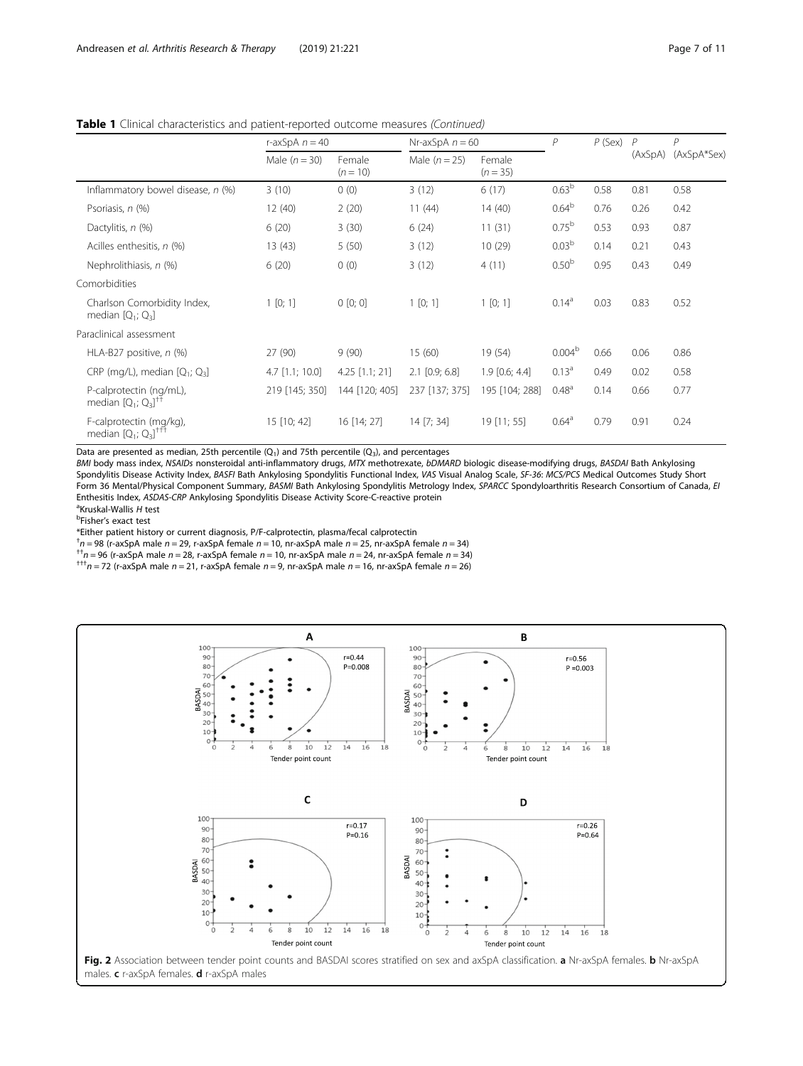**Table 1** Clinical characteristics and patient-reported outcome measures *(Continued)*

| | r-axSpA $n = 40$ | | Nr-axSpA $n = 60$ | | *P* | *P* (Sex) | *P* (AxSpA) | *P* (AxSpA*Sex) |
|---|---|---|---|---|---|---|---|---|
| | Male ($n = 30$) | Female ($n = 10$) | Male ($n = 25$) | Female ($n = 35$) | | | | |
| Inflammatory bowel disease, *n* (%) | 3 (10) | 0 (0) | 3 (12) | 6 (17) | 0.63[b] | 0.58 | 0.81 | 0.58 |
| Psoriasis, *n* (%) | 12 (40) | 2 (20) | 11 (44) | 14 (40) | 0.64[b] | 0.76 | 0.26 | 0.42 |
| Dactylitis, *n* (%) | 6 (20) | 3 (30) | 6 (24) | 11 (31) | 0.75[b] | 0.53 | 0.93 | 0.87 |
| Acilles enthesitis, *n* (%) | 13 (43) | 5 (50) | 3 (12) | 10 (29) | 0.03[b] | 0.14 | 0.21 | 0.43 |
| Nephrolithiasis, *n* (%) | 6 (20) | 0 (0) | 3 (12) | 4 (11) | 0.50[b] | 0.95 | 0.43 | 0.49 |
| Comorbidities | | | | | | | | |
| Charlson Comorbidity Index, median [$Q_1$; $Q_3$] | 1 [0; 1] | 0 [0; 0] | 1 [0; 1] | 1 [0; 1] | 0.14[a] | 0.03 | 0.83 | 0.52 |
| Paraclinical assessment | | | | | | | | |
| HLA-B27 positive, *n* (%) | 27 (90) | 9 (90) | 15 (60) | 19 (54) | 0.004[b] | 0.66 | 0.06 | 0.86 |
| CRP (mg/L), median [$Q_1$; $Q_3$] | 4.7 [1.1; 10.0] | 4.25 [1.1; 21] | 2.1 [0.9; 6.8] | 1.9 [0.6; 4.4] | 0.13[a] | 0.49 | 0.02 | 0.58 |
| P-calprotectin (ng/mL), median [$Q_1$; $Q_3$][††] | 219 [145; 350] | 144 [120; 405] | 237 [137; 375] | 195 [104; 288] | 0.48[a] | 0.14 | 0.66 | 0.77 |
| F-calprotectin (mg/kg), median [$Q_1$; $Q_3$][†††] | 15 [10; 42] | 16 [14; 27] | 14 [7; 34] | 19 [11; 55] | 0.64[a] | 0.79 | 0.91 | 0.24 |

Data are presented as median, 25th percentile ($Q_1$) and 75th percentile ($Q_3$), and percentages

*BMI* body mass index, *NSAIDs* nonsteroidal anti-inflammatory drugs, *MTX* methotrexate, *bDMARD* biologic disease-modifying drugs, *BASDAI* Bath Ankylosing Spondylitis Disease Activity Index, *BASFI* Bath Ankylosing Spondylitis Functional Index, *VAS* Visual Analog Scale, *SF-36: MCS/PCS* Medical Outcomes Study Short Form 36 Mental/Physical Component Summary, *BASMI* Bath Ankylosing Spondylitis Metrology Index, *SPARCC* Spondyloarthritis Research Consortium of Canada, *EI* Enthesitis Index, *ASDAS-CRP* Ankylosing Spondylitis Disease Activity Score-C-reactive protein

[a]Kruskal-Wallis *H* test

[b]Fisher's exact test

*Either patient history or current diagnosis, P/F-calprotectin, plasma/fecal calprotectin

[†]$n = 98$ (r-axSpA male $n = 29$, r-axSpA female $n = 10$, nr-axSpA male $n = 25$, nr-axSpA female $n = 34$)

[††]$n = 96$ (r-axSpA male $n = 28$, r-axSpA female $n = 10$, nr-axSpA male $n = 24$, nr-axSpA female $n = 34$)

[†††]$n = 72$ (r-axSpA male $n = 21$, r-axSpA female $n = 9$, nr-axSpA male $n = 16$, nr-axSpA female $n = 26$)

A
r=0.44
P=0.008
BASDAI
Tender point count

B
r=0.56
P =0.003
BASDAI
Tender point count

C
r=0.17
P=0.16
BASDAI
Tender point count

D
r=0.26
P=0.64
BASDAI
Tender point count

**Fig. 2** Association between tender point counts and BASDAI scores stratified on sex and axSpA classification. **a** Nr-axSpA females. **b** Nr-axSpA males. **c** r-axSpA females. **d** r-axSpA males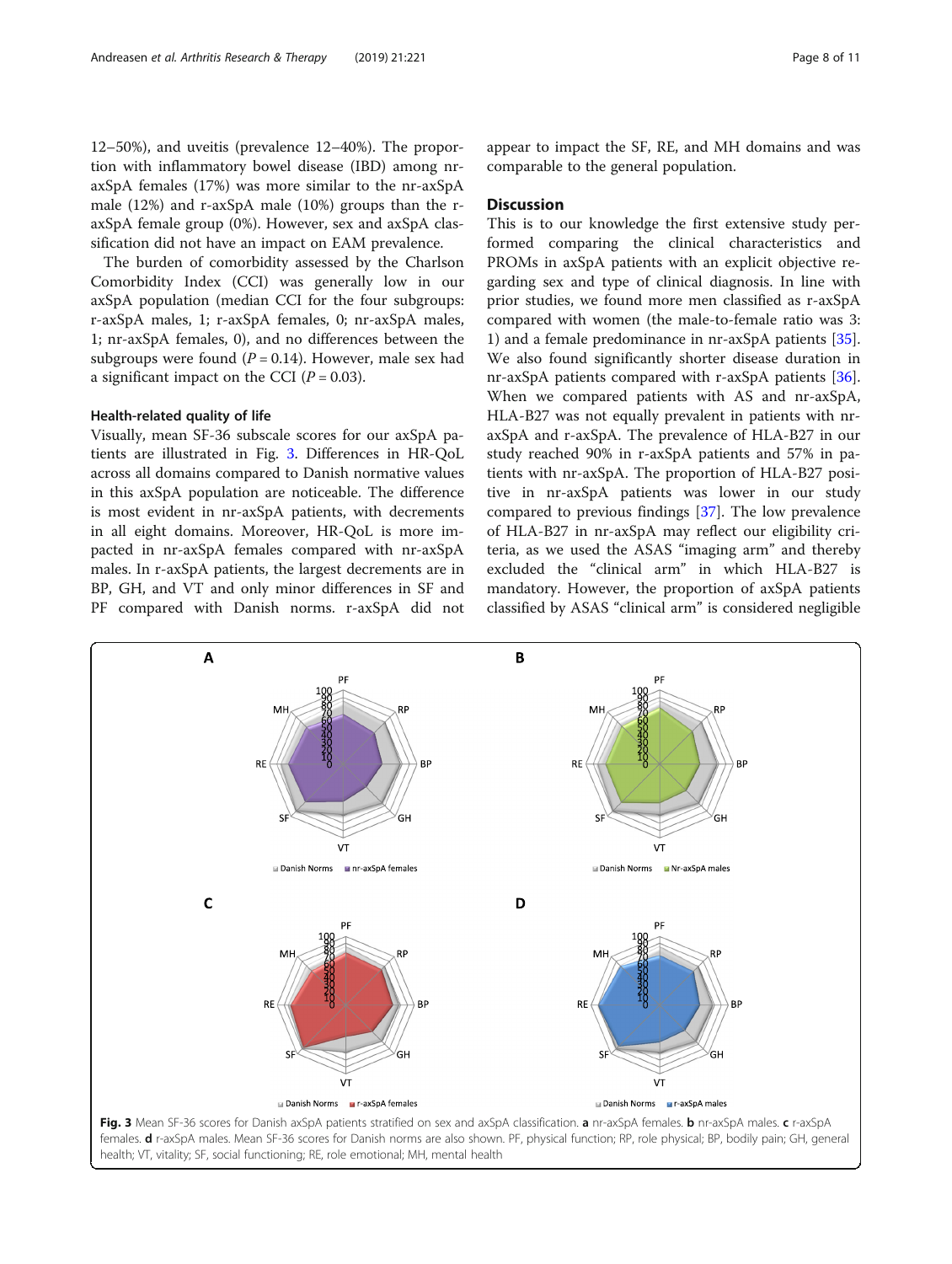12–50%), and uveitis (prevalence 12–40%). The proportion with inflammatory bowel disease (IBD) among nr-axSpA females (17%) was more similar to the nr-axSpA male (12%) and r-axSpA male (10%) groups than the r-axSpA female group (0%). However, sex and axSpA classification did not have an impact on EAM prevalence.

The burden of comorbidity assessed by the Charlson Comorbidity Index (CCI) was generally low in our axSpA population (median CCI for the four subgroups: r-axSpA males, 1; r-axSpA females, 0; nr-axSpA males, 1; nr-axSpA females, 0), and no differences between the subgroups were found ($P = 0.14$). However, male sex had a significant impact on the CCI ($P = 0.03$).

### Health-related quality of life

Visually, mean SF-36 subscale scores for our axSpA patients are illustrated in Fig. 3. Differences in HR-QoL across all domains compared to Danish normative values in this axSpA population are noticeable. The difference is most evident in nr-axSpA patients, with decrements in all eight domains. Moreover, HR-QoL is more impacted in nr-axSpA females compared with nr-axSpA males. In r-axSpA patients, the largest decrements are in BP, GH, and VT and only minor differences in SF and PF compared with Danish norms. r-axSpA did not appear to impact the SF, RE, and MH domains and was comparable to the general population.

## Discussion

This is to our knowledge the first extensive study performed comparing the clinical characteristics and PROMs in axSpA patients with an explicit objective regarding sex and type of clinical diagnosis. In line with prior studies, we found more men classified as r-axSpA compared with women (the male-to-female ratio was 3:1) and a female predominance in nr-axSpA patients [35]. We also found significantly shorter disease duration in nr-axSpA patients compared with r-axSpA patients [36]. When we compared patients with AS and nr-axSpA, HLA-B27 was not equally prevalent in patients with nr-axSpA and r-axSpA. The prevalence of HLA-B27 in our study reached 90% in r-axSpA patients and 57% in patients with nr-axSpA. The proportion of HLA-B27 positive in nr-axSpA patients was lower in our study compared to previous findings [37]. The low prevalence of HLA-B27 in nr-axSpA may reflect our eligibility criteria, as we used the ASAS "imaging arm" and thereby excluded the "clinical arm" in which HLA-B27 is mandatory. However, the proportion of axSpA patients classified by ASAS "clinical arm" is considered negligible

A
PF RP BP GH VT SF RE MH
0 10 20 30 40 50 60 70 80 90 100
Danish Norms ■ nr-axSpA females

B
PF RP BP GH VT SF RE MH
0 10 20 30 40 50 60 70 80 90 100
Danish Norms ■ Nr-axSpA males

C
PF RP BP GH VT SF RE MH
0 10 20 30 40 50 60 70 80 90 100
Danish Norms ■ r-axSpA females

D
PF RP BP GH VT SF RE MH
0 10 20 30 40 50 60 70 80 90 100
Danish Norms ■ r-axSpA males

**Fig. 3** Mean SF-36 scores for Danish axSpA patients stratified on sex and axSpA classification. **a** nr-axSpA females. **b** nr-axSpA males. **c** r-axSpA females. **d** r-axSpA males. Mean SF-36 scores for Danish norms are also shown. PF, physical function; RP, role physical; BP, bodily pain; GH, general health; VT, vitality; SF, social functioning; RE, role emotional; MH, mental health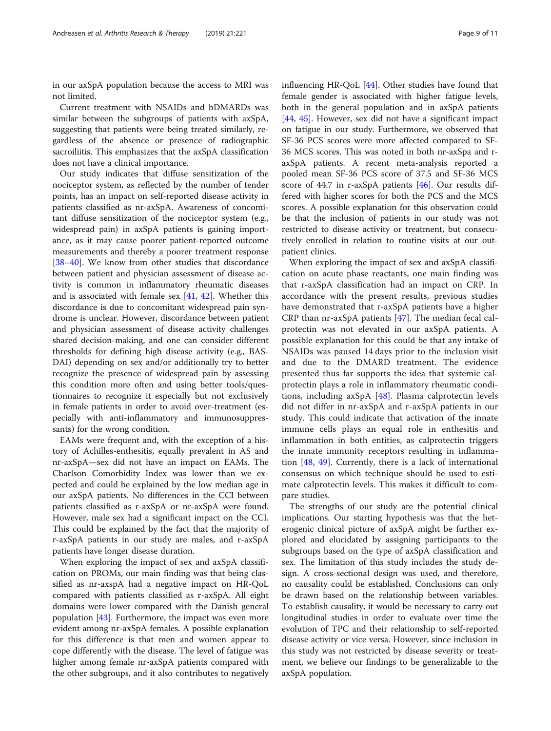in our axSpA population because the access to MRI was not limited.

Current treatment with NSAIDs and bDMARDs was similar between the subgroups of patients with axSpA, suggesting that patients were being treated similarly, regardless of the absence or presence of radiographic sacroiliitis. This emphasizes that the axSpA classification does not have a clinical importance.

Our study indicates that diffuse sensitization of the nociceptor system, as reflected by the number of tender points, has an impact on self-reported disease activity in patients classified as nr-axSpA. Awareness of concomitant diffuse sensitization of the nociceptor system (e.g., widespread pain) in axSpA patients is gaining importance, as it may cause poorer patient-reported outcome measurements and thereby a poorer treatment response [38–40]. We know from other studies that discordance between patient and physician assessment of disease activity is common in inflammatory rheumatic diseases and is associated with female sex [41, 42]. Whether this discordance is due to concomitant widespread pain syndrome is unclear. However, discordance between patient and physician assessment of disease activity challenges shared decision-making, and one can consider different thresholds for defining high disease activity (e.g., BASDAI) depending on sex and/or additionally try to better recognize the presence of widespread pain by assessing this condition more often and using better tools/questionnaires to recognize it especially but not exclusively in female patients in order to avoid over-treatment (especially with anti-inflammatory and immunosuppressants) for the wrong condition.

EAMs were frequent and, with the exception of a history of Achilles-enthesitis, equally prevalent in AS and nr-axSpA—sex did not have an impact on EAMs. The Charlson Comorbidity Index was lower than we expected and could be explained by the low median age in our axSpA patients. No differences in the CCI between patients classified as r-axSpA or nr-axSpA were found. However, male sex had a significant impact on the CCI. This could be explained by the fact that the majority of r-axSpA patients in our study are males, and r-axSpA patients have longer disease duration.

When exploring the impact of sex and axSpA classification on PROMs, our main finding was that being classified as nr-axspA had a negative impact on HR-QoL compared with patients classified as r-axSpA. All eight domains were lower compared with the Danish general population [43]. Furthermore, the impact was even more evident among nr-axSpA females. A possible explanation for this difference is that men and women appear to cope differently with the disease. The level of fatigue was higher among female nr-axSpA patients compared with the other subgroups, and it also contributes to negatively influencing HR-QoL [44]. Other studies have found that female gender is associated with higher fatigue levels, both in the general population and in axSpA patients [44, 45]. However, sex did not have a significant impact on fatigue in our study. Furthermore, we observed that SF-36 PCS scores were more affected compared to SF-36 MCS scores. This was noted in both nr-axSpa and r-axSpA patients. A recent meta-analysis reported a pooled mean SF-36 PCS score of 37.5 and SF-36 MCS score of 44.7 in r-axSpA patients [46]. Our results differed with higher scores for both the PCS and the MCS scores. A possible explanation for this observation could be that the inclusion of patients in our study was not restricted to disease activity or treatment, but consecutively enrolled in relation to routine visits at our outpatient clinics.

When exploring the impact of sex and axSpA classification on acute phase reactants, one main finding was that r-axSpA classification had an impact on CRP. In accordance with the present results, previous studies have demonstrated that r-axSpA patients have a higher CRP than nr-axSpA patients [47]. The median fecal calprotectin was not elevated in our axSpA patients. A possible explanation for this could be that any intake of NSAIDs was paused 14 days prior to the inclusion visit and due to the DMARD treatment. The evidence presented thus far supports the idea that systemic calprotectin plays a role in inflammatory rheumatic conditions, including axSpA [48]. Plasma calprotectin levels did not differ in nr-axSpA and r-axSpA patients in our study. This could indicate that activation of the innate immune cells plays an equal role in enthesitis and inflammation in both entities, as calprotectin triggers the innate immunity receptors resulting in inflammation [48, 49]. Currently, there is a lack of international consensus on which technique should be used to estimate calprotectin levels. This makes it difficult to compare studies.

The strengths of our study are the potential clinical implications. Our starting hypothesis was that the heterogenic clinical picture of axSpA might be further explored and elucidated by assigning participants to the subgroups based on the type of axSpA classification and sex. The limitation of this study includes the study design. A cross-sectional design was used, and therefore, no causality could be established. Conclusions can only be drawn based on the relationship between variables. To establish causality, it would be necessary to carry out longitudinal studies in order to evaluate over time the evolution of TPC and their relationship to self-reported disease activity or vice versa. However, since inclusion in this study was not restricted by disease severity or treatment, we believe our findings to be generalizable to the axSpA population.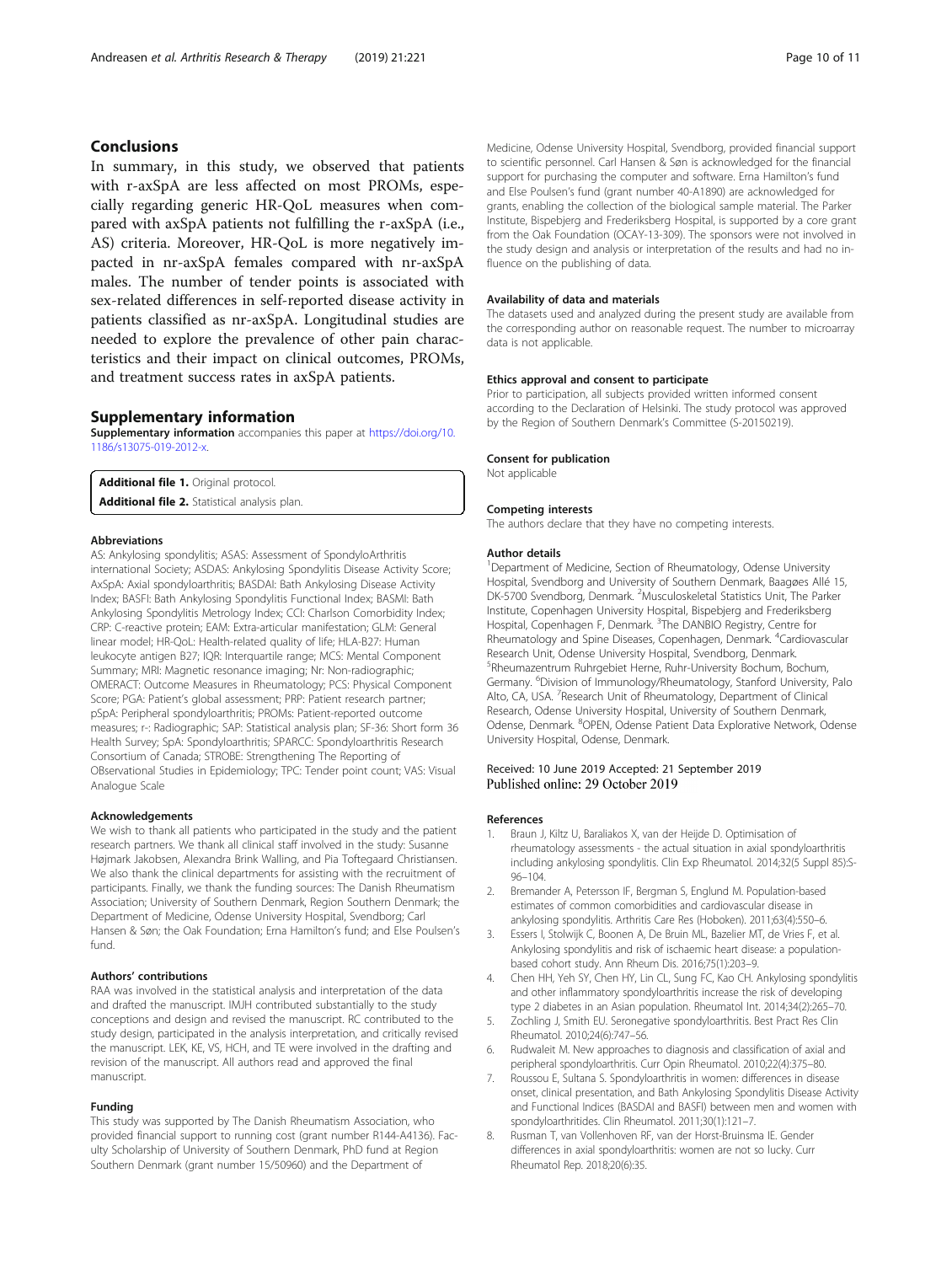## Conclusions

In summary, in this study, we observed that patients with r-axSpA are less affected on most PROMs, especially regarding generic HR-QoL measures when compared with axSpA patients not fulfilling the r-axSpA (i.e., AS) criteria. Moreover, HR-QoL is more negatively impacted in nr-axSpA females compared with nr-axSpA males. The number of tender points is associated with sex-related differences in self-reported disease activity in patients classified as nr-axSpA. Longitudinal studies are needed to explore the prevalence of other pain characteristics and their impact on clinical outcomes, PROMs, and treatment success rates in axSpA patients.

## Supplementary information

**Supplementary information** accompanies this paper at https://doi.org/10.1186/s13075-019-2012-x.

**Additional file 1.** Original protocol.
**Additional file 2.** Statistical analysis plan.

#### Abbreviations

AS: Ankylosing spondylitis; ASAS: Assessment of SpondyloArthritis international Society; ASDAS: Ankylosing Spondylitis Disease Activity Score; AxSpA: Axial spondyloarthritis; BASDAI: Bath Ankylosing Disease Activity Index; BASFI: Bath Ankylosing Spondylitis Functional Index; BASMI: Bath Ankylosing Spondylitis Metrology Index; CCI: Charlson Comorbidity Index; CRP: C-reactive protein; EAM: Extra-articular manifestation; GLM: General linear model; HR-QoL: Health-related quality of life; HLA-B27: Human leukocyte antigen B27; IQR: Interquartile range; MCS: Mental Component Summary; MRI: Magnetic resonance imaging; Nr: Non-radiographic; OMERACT: Outcome Measures in Rheumatology; PCS: Physical Component Score; PGA: Patient's global assessment; PRP: Patient research partner; pSpA: Peripheral spondyloarthritis; PROMs: Patient-reported outcome measures; r-: Radiographic; SAP: Statistical analysis plan; SF-36: Short form 36 Health Survey; SpA: Spondyloarthritis; SPARCC: Spondyloarthritis Research Consortium of Canada; STROBE: Strengthening The Reporting of OBservational Studies in Epidemiology; TPC: Tender point count; VAS: Visual Analogue Scale

#### Acknowledgements

We wish to thank all patients who participated in the study and the patient research partners. We thank all clinical staff involved in the study: Susanne Højmark Jakobsen, Alexandra Brink Walling, and Pia Toftegaard Christiansen. We also thank the clinical departments for assisting with the recruitment of participants. Finally, we thank the funding sources: The Danish Rheumatism Association; University of Southern Denmark, Region Southern Denmark; the Department of Medicine, Odense University Hospital, Svendborg; Carl Hansen & Søn; the Oak Foundation; Erna Hamilton's fund; and Else Poulsen's fund.

#### Authors' contributions

RAA was involved in the statistical analysis and interpretation of the data and drafted the manuscript. IMJH contributed substantially to the study conceptions and design and revised the manuscript. RC contributed to the study design, participated in the analysis interpretation, and critically revised the manuscript. LEK, KE, VS, HCH, and TE were involved in the drafting and revision of the manuscript. All authors read and approved the final manuscript.

#### Funding

This study was supported by The Danish Rheumatism Association, who provided financial support to running cost (grant number R144-A4136). Faculty Scholarship of University of Southern Denmark, PhD fund at Region Southern Denmark (grant number 15/50960) and the Department of Medicine, Odense University Hospital, Svendborg, provided financial support to scientific personnel. Carl Hansen & Søn is acknowledged for the financial support for purchasing the computer and software. Erna Hamilton's fund and Else Poulsen's fund (grant number 40-A1890) are acknowledged for grants, enabling the collection of the biological sample material. The Parker Institute, Bispebjerg and Frederiksberg Hospital, is supported by a core grant from the Oak Foundation (OCAY-13-309). The sponsors were not involved in the study design and analysis or interpretation of the results and had no influence on the publishing of data.

#### Availability of data and materials

The datasets used and analyzed during the present study are available from the corresponding author on reasonable request. The number to microarray data is not applicable.

#### Ethics approval and consent to participate

Prior to participation, all subjects provided written informed consent according to the Declaration of Helsinki. The study protocol was approved by the Region of Southern Denmark's Committee (S-20150219).

#### Consent for publication

Not applicable

#### Competing interests

The authors declare that they have no competing interests.

#### Author details

[1]Department of Medicine, Section of Rheumatology, Odense University Hospital, Svendborg and University of Southern Denmark, Baagøes Allé 15, DK-5700 Svendborg, Denmark. [2]Musculoskeletal Statistics Unit, The Parker Institute, Copenhagen University Hospital, Bispebjerg and Frederiksberg Hospital, Copenhagen F, Denmark. [3]The DANBIO Registry, Centre for Rheumatology and Spine Diseases, Copenhagen, Denmark. [4]Cardiovascular Research Unit, Odense University Hospital, Svendborg, Denmark. [5]Rheumazentrum Ruhrgebiet Herne, Ruhr-University Bochum, Bochum, Germany. [6]Division of Immunology/Rheumatology, Stanford University, Palo Alto, CA, USA. [7]Research Unit of Rheumatology, Department of Clinical Research, Odense University Hospital, University of Southern Denmark, Odense, Denmark. [8]OPEN, Odense Patient Data Explorative Network, Odense University Hospital, Odense, Denmark.

Received: 10 June 2019 Accepted: 21 September 2019
Published online: 29 October 2019

#### References

1. Braun J, Kiltz U, Baraliakos X, van der Heijde D. Optimisation of rheumatology assessments - the actual situation in axial spondyloarthritis including ankylosing spondylitis. Clin Exp Rheumatol. 2014;32(5 Suppl 85):S-96–104.
2. Bremander A, Petersson IF, Bergman S, Englund M. Population-based estimates of common comorbidities and cardiovascular disease in ankylosing spondylitis. Arthritis Care Res (Hoboken). 2011;63(4):550–6.
3. Essers I, Stolwijk C, Boonen A, De Bruin ML, Bazelier MT, de Vries F, et al. Ankylosing spondylitis and risk of ischaemic heart disease: a population-based cohort study. Ann Rheum Dis. 2016;75(1):203–9.
4. Chen HH, Yeh SY, Chen HY, Lin CL, Sung FC, Kao CH. Ankylosing spondylitis and other inflammatory spondyloarthritis increase the risk of developing type 2 diabetes in an Asian population. Rheumatol Int. 2014;34(2):265–70.
5. Zochling J, Smith EU. Seronegative spondyloarthritis. Best Pract Res Clin Rheumatol. 2010;24(6):747–56.
6. Rudwaleit M. New approaches to diagnosis and classification of axial and peripheral spondyloarthritis. Curr Opin Rheumatol. 2010;22(4):375–80.
7. Roussou E, Sultana S. Spondyloarthritis in women: differences in disease onset, clinical presentation, and Bath Ankylosing Spondylitis Disease Activity and Functional Indices (BASDAI and BASFI) between men and women with spondyloarthritides. Clin Rheumatol. 2011;30(1):121–7.
8. Rusman T, van Vollenhoven RF, van der Horst-Bruinsma IE. Gender differences in axial spondyloarthritis: women are not so lucky. Curr Rheumatol Rep. 2018;20(6):35.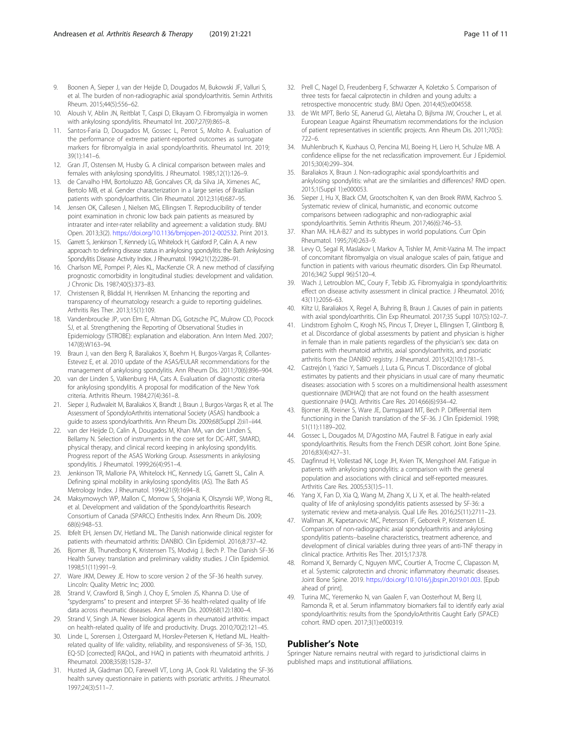9. Boonen A, Sieper J, van der Heijde D, Dougados M, Bukowski JF, Valluri S, et al. The burden of non-radiographic axial spondyloarthritis. Semin Arthritis Rheum. 2015;44(5):556–62.
10. Aloush V, Ablin JN, Reitblat T, Caspi D, Elkayam O. Fibromyalgia in women with ankylosing spondylitis. Rheumatol Int. 2007;27(9):865–8.
11. Santos-Faria D, Dougados M, Gossec L, Perrot S, Molto A. Evaluation of the performance of extreme patient-reported outcomes as surrogate markers for fibromyalgia in axial spondyloarthritis. Rheumatol Int. 2019; 39(1):141–6.
12. Gran JT, Ostensen M, Husby G. A clinical comparison between males and females with ankylosing spondylitis. J Rheumatol. 1985;12(1):126–9.
13. de Carvalho HM, Bortoluzzo AB, Goncalves CR, da Silva JA, Ximenes AC, Bertolo MB, et al. Gender characterization in a large series of Brazilian patients with spondyloarthritis. Clin Rheumatol. 2012;31(4):687–95.
14. Jensen OK, Callesen J, Nielsen MG, Ellingsen T. Reproducibility of tender point examination in chronic low back pain patients as measured by intrarater and inter-rater reliability and agreement: a validation study. BMJ Open. 2013;3(2). https://doi.org/10.1136/bmjopen-2012-002532. Print 2013.
15. Garrett S, Jenkinson T, Kennedy LG, Whitelock H, Gaisford P, Calin A. A new approach to defining disease status in ankylosing spondylitis: the Bath Ankylosing Spondylitis Disease Activity Index. J Rheumatol. 1994;21(12):2286–91.
16. Charlson ME, Pompei P, Ales KL, MacKenzie CR. A new method of classifying prognostic comorbidity in longitudinal studies: development and validation. J Chronic Dis. 1987;40(5):373–83.
17. Christensen R, Bliddal H, Henriksen M. Enhancing the reporting and transparency of rheumatology research: a guide to reporting guidelines. Arthritis Res Ther. 2013;15(1):109.
18. Vandenbroucke JP, von Elm E, Altman DG, Gotzsche PC, Mulrow CD, Pocock SJ, et al. Strengthening the Reporting of Observational Studies in Epidemiology (STROBE): explanation and elaboration. Ann Intern Med. 2007; 147(8):W163–94.
19. Braun J, van den Berg R, Baraliakos X, Boehm H, Burgos-Vargas R, Collantes-Estevez E, et al. 2010 update of the ASAS/EULAR recommendations for the management of ankylosing spondylitis. Ann Rheum Dis. 2011;70(6):896–904.
20. van der Linden S, Valkenburg HA, Cats A. Evaluation of diagnostic criteria for ankylosing spondylitis. A proposal for modification of the New York criteria. Arthritis Rheum. 1984;27(4):361–8.
21. Sieper J, Rudwaleit M, Baraliakos X, Brandt J, Braun J, Burgos-Vargas R, et al. The Assessment of SpondyloArthritis international Society (ASAS) handbook: a guide to assess spondyloarthritis. Ann Rheum Dis. 2009;68(Suppl 2):ii1–ii44.
22. van der Heijde D, Calin A, Dougados M, Khan MA, van der Linden S, Bellamy N. Selection of instruments in the core set for DC-ART, SMARD, physical therapy, and clinical record keeping in ankylosing spondylitis. Progress report of the ASAS Working Group. Assessments in ankylosing spondylitis. J Rheumatol. 1999;26(4):951–4.
23. Jenkinson TR, Mallorie PA, Whitelock HC, Kennedy LG, Garrett SL, Calin A. Defining spinal mobility in ankylosing spondylitis (AS). The Bath AS Metrology Index. J Rheumatol. 1994;21(9):1694–8.
24. Maksymowych WP, Mallon C, Morrow S, Shojania K, Olszynski WP, Wong RL, et al. Development and validation of the Spondyloarthritis Research Consortium of Canada (SPARCC) Enthesitis Index. Ann Rheum Dis. 2009; 68(6):948–53.
25. Ibfelt EH, Jensen DV, Hetland ML. The Danish nationwide clinical register for patients with rheumatoid arthritis: DANBIO. Clin Epidemiol. 2016;8:737–42.
26. Bjorner JB, Thunedborg K, Kristensen TS, Modvig J, Bech P. The Danish SF-36 Health Survey: translation and preliminary validity studies. J Clin Epidemiol. 1998;51(11):991–9.
27. Ware JKM, Dewey JE. How to score version 2 of the SF-36 health survey. Lincoln: Quality Metric Inc; 2000.
28. Strand V, Crawford B, Singh J, Choy E, Smolen JS, Khanna D. Use of "spydergrams" to present and interpret SF-36 health-related quality of life data across rheumatic diseases. Ann Rheum Dis. 2009;68(12):1800–4.
29. Strand V, Singh JA. Newer biological agents in rheumatoid arthritis: impact on health-related quality of life and productivity. Drugs. 2010;70(2):121–45.
30. Linde L, Sorensen J, Ostergaard M, Horslev-Petersen K, Hetland ML. Health-related quality of life: validity, reliability, and responsiveness of SF-36, 15D, EQ-5D [corrected] RAQoL, and HAQ in patients with rheumatoid arthritis. J Rheumatol. 2008;35(8):1528–37.
31. Husted JA, Gladman DD, Farewell VT, Long JA, Cook RJ. Validating the SF-36 health survey questionnaire in patients with psoriatic arthritis. J Rheumatol. 1997;24(3):511–7.
32. Prell C, Nagel D, Freudenberg F, Schwarzer A, Koletzko S. Comparison of three tests for faecal calprotectin in children and young adults: a retrospective monocentric study. BMJ Open. 2014;4(5):e004558.
33. de Wit MPT, Berlo SE, Aanerud GJ, Aletaha D, Bijlsma JW, Croucher L, et al. European League Against Rheumatism recommendations for the inclusion of patient representatives in scientific projects. Ann Rheum Dis. 2011;70(5): 722–6.
34. Muhlenbruch K, Kuxhaus O, Pencina MJ, Boeing H, Liero H, Schulze MB. A confidence ellipse for the net reclassification improvement. Eur J Epidemiol. 2015;30(4):299–304.
35. Baraliakos X, Braun J. Non-radiographic axial spondyloarthritis and ankylosing spondylitis: what are the similarities and differences? RMD open. 2015;1(Suppl 1):e000053.
36. Sieper J, Hu X, Black CM, Grootscholten K, van den Broek RWM, Kachroo S. Systematic review of clinical, humanistic, and economic outcome comparisons between radiographic and non-radiographic axial spondyloarthritis. Semin Arthritis Rheum. 2017;46(6):746–53.
37. Khan MA. HLA-B27 and its subtypes in world populations. Curr Opin Rheumatol. 1995;7(4):263–9.
38. Levy O, Segal R, Maslakov I, Markov A, Tishler M, Amit-Vazina M. The impact of concomitant fibromyalgia on visual analogue scales of pain, fatigue and function in patients with various rheumatic disorders. Clin Exp Rheumatol. 2016;34(2 Suppl 96):S120–4.
39. Wach J, Letroublon MC, Coury F, Tebib JG. Fibromyalgia in spondyloarthritis: effect on disease activity assessment in clinical practice. J Rheumatol. 2016; 43(11):2056–63.
40. Kiltz U, Baraliakos X, Regel A, Buhring B, Braun J. Causes of pain in patients with axial spondyloarthritis. Clin Exp Rheumatol. 2017;35 Suppl 107(5):102–7.
41. Lindstrom Egholm C, Krogh NS, Pincus T, Dreyer L, Ellingsen T, Glintborg B, et al. Discordance of global assessments by patient and physician is higher in female than in male patients regardless of the physician's sex: data on patients with rheumatoid arthritis, axial spondyloarthritis, and psoriatic arthritis from the DANBIO registry. J Rheumatol. 2015;42(10):1781–5.
42. Castrejón I, Yazici Y, Samuels J, Luta G, Pincus T. Discordance of global estimates by patients and their physicians in usual care of many rheumatic diseases: association with 5 scores on a multidimensional health assessment questionnaire (MDHAQ) that are not found on the health assessment questionnaire (HAQ). Arthritis Care Res. 2014;66(6):934–42.
43. Bjorner JB, Kreiner S, Ware JE, Damsgaard MT, Bech P. Differential item functioning in the Danish translation of the SF-36. J Clin Epidemiol. 1998; 51(11):1189–202.
44. Gossec L, Dougados M, D'Agostino MA, Fautrel B. Fatigue in early axial spondyloarthritis. Results from the French DESIR cohort. Joint Bone Spine. 2016;83(4):427–31.
45. Dagfinrud H, Vollestad NK, Loge JH, Kvien TK, Mengshoel AM. Fatigue in patients with ankylosing spondylitis: a comparison with the general population and associations with clinical and self-reported measures. Arthritis Care Res. 2005;53(1):5–11.
46. Yang X, Fan D, Xia Q, Wang M, Zhang X, Li X, et al. The health-related quality of life of ankylosing spondylitis patients assessed by SF-36: a systematic review and meta-analysis. Qual Life Res. 2016;25(11):2711–23.
47. Wallman JK, Kapetanovic MC, Petersson IF, Geborek P, Kristensen LE. Comparison of non-radiographic axial spondyloarthritis and ankylosing spondylitis patients--baseline characteristics, treatment adherence, and development of clinical variables during three years of anti-TNF therapy in clinical practice. Arthritis Res Ther. 2015;17:378.
48. Romand X, Bernardy C, Nguyen MVC, Courtier A, Trocme C, Clapasson M, et al. Systemic calprotectin and chronic inflammatory rheumatic diseases. Joint Bone Spine. 2019. https://doi.org/10.1016/j.jbspin.2019.01.003. [Epub ahead of print].
49. Turina MC, Yeremenko N, van Gaalen F, van Oosterhout M, Berg IJ, Ramonda R, et al. Serum inflammatory biomarkers fail to identify early axial spondyloarthritis: results from the SpondyloArthritis Caught Early (SPACE) cohort. RMD open. 2017;3(1):e000319.

## Publisher's Note

Springer Nature remains neutral with regard to jurisdictional claims in published maps and institutional affiliations.